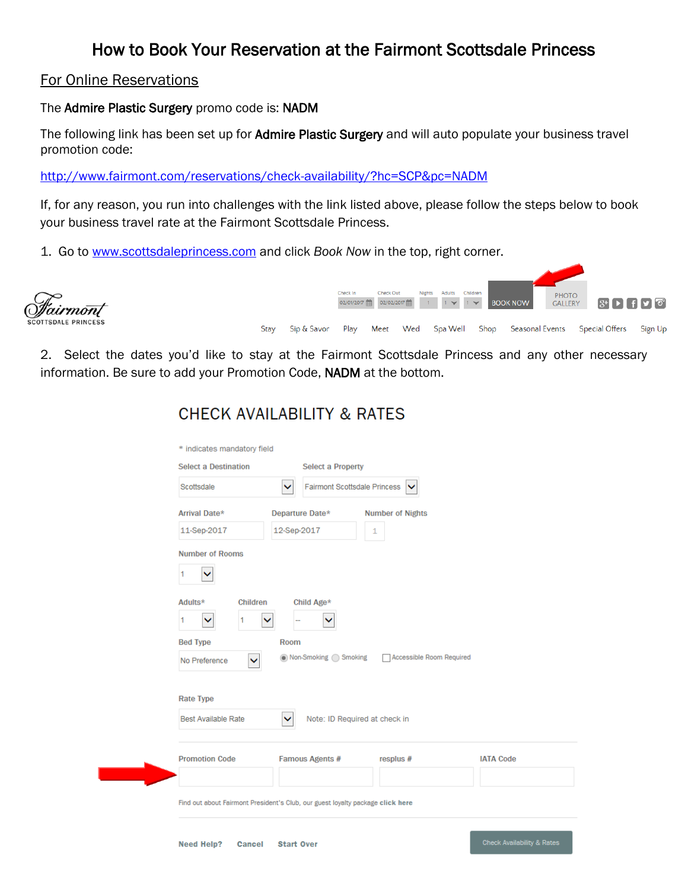# How to Book Your Reservation at the Fairmont Scottsdale Princess

## For Online Reservations

The **Admire Plastic Surgery** promo code is: **NADM**

The following link has been set up for **Admire Plastic Surgery** and will auto populate your business travel promotion code:

http://www.fairmont.com/reservations/check-availability/?hc=SCP&pc=NADM

If, for any reason, you run into challenges with the link listed above, please follow the steps below to book your business travel rate at the Fairmont Scottsdale Princess.

1. Go to www.scottsdaleprincess.com and click *Book Now* in the top, right corner.

2. Select the dates you'd like to stay at the Fairmont Scottsdale Princess and any other necessary information. Be sure to add your Promotion Code, **NADM** at the bottom.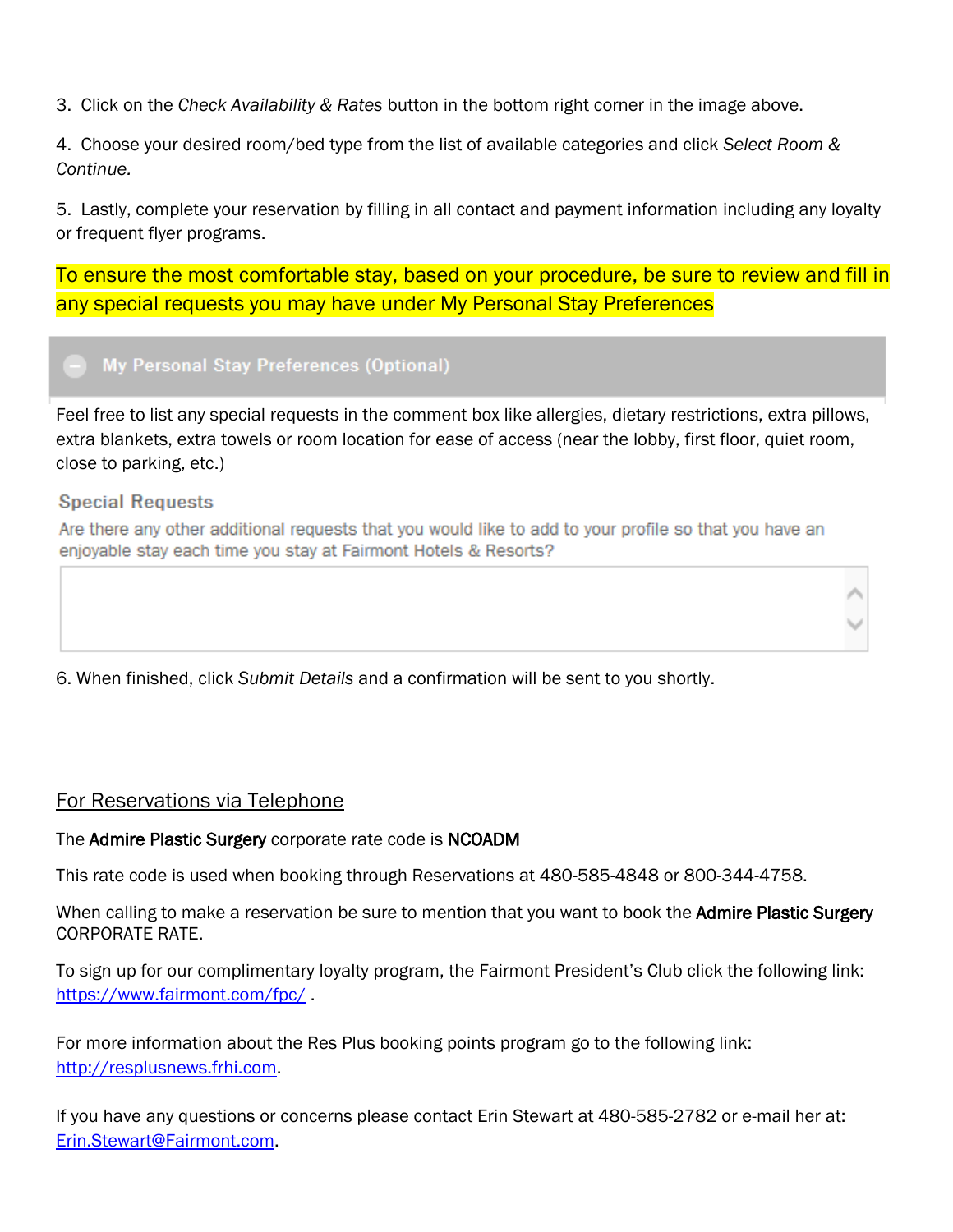3. Click on the *Check Availability & Rates* button in the bottom right corner in the image above.

4. Choose your desired room/bed type from the list of available categories and click *Select Room & Continue.*

5. Lastly, complete your reservation by filling in all contact and payment information including any loyalty or frequent flyer programs.

To ensure the most comfortable stay, based on your procedure, be sure to review and fill in any special requests you may have under My Personal Stay Preferences

**My Personal Stay Preferences (Optional)**

Feel free to list any special requests in the comment box like allergies, dietary restrictions, extra pillows, extra blankets, extra towels or room location for ease of access (near the lobby, first floor, quiet room, close to parking, etc.)

**Special Requests**

Are there any other additional requests that you would like to add to your profile so that you have an enjoyable stay each time you stay at Fairmont Hotels & Resorts?

6. When finished, click *Submit Details* and a confirmation will be sent to you shortly.

## For Reservations via Telephone

The **Admire Plastic Surgery** corporate rate code is **NCOADM**

This rate code is used when booking through Reservations at 480-585-4848 or 800-344-4758.

When calling to make a reservation be sure to mention that you want to book the **Admire Plastic Surgery** CORPORATE RATE.

To sign up for our complimentary loyalty program, the Fairmont President's Club click the following link: https://www.fairmont.com/fpc/ .

For more information about the Res Plus booking points program go to the following link: http://resplusnews.frhi.com.

If you have any questions or concerns please contact Erin Stewart at 480-585-2782 or e-mail her at: Erin.Stewart@Fairmont.com.